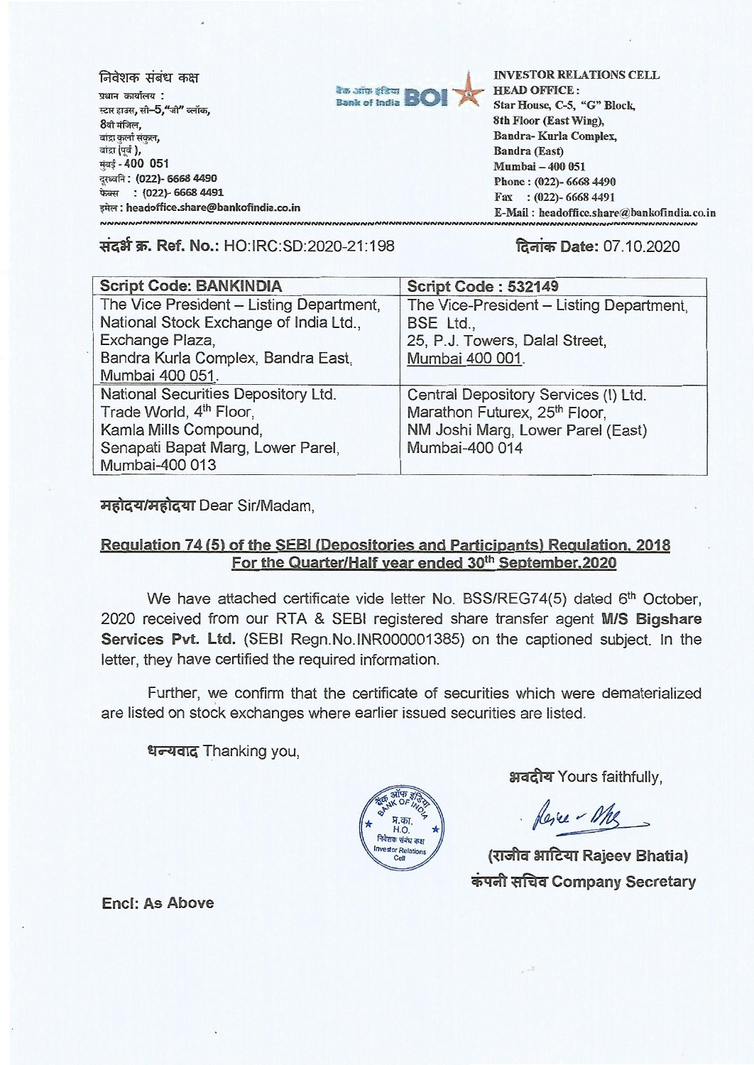निवेशक संबंध कक्ष
प्रधान कार्यालय :
स्टार हाउस, सी–5,"जी" ब्लॉक,
8वी मंजिल,
बांद्रा कुर्ला संकुल,
बांद्रा (पूर्व ),
मुंबई - 400 051
दूरध्वनि : (022)- 6668 4490
फेक्स : (022)- 6668 4491
इमेल : headoffice.share@bankofindia.co.in

बैंक ऑफ इंडिया Bank of India BOI

**INVESTOR RELATIONS CELL**
**HEAD OFFICE :**
Star House, C-5, "G" Block,
8th Floor (East Wing),
Bandra- Kurla Complex,
Bandra (East)
Mumbai – 400 051
Phone : (022)- 6668 4490
Fax : (022)- 6668 4491
E-Mail : headoffice.share@bankofindia.co.in

**संदर्भ क्र. Ref. No.:** HO:IRC:SD:2020-21:198 **दिनांक Date:** 07.10.2020

| Script Code: BANKINDIA | Script Code : 532149 |
|---|---|
| The Vice President – Listing Department, National Stock Exchange of India Ltd., Exchange Plaza, Bandra Kurla Complex, Bandra East, Mumbai 400 051. | The Vice-President – Listing Department, BSE Ltd., 25, P.J. Towers, Dalal Street, Mumbai 400 001. |
| National Securities Depository Ltd. Trade World, 4th Floor, Kamla Mills Compound, Senapati Bapat Marg, Lower Parel, Mumbai-400 013 | Central Depository Services (I) Ltd. Marathon Futurex, 25th Floor, NM Joshi Marg, Lower Parel (East) Mumbai-400 014 |

महोदय/महोदया Dear Sir/Madam,

**Regulation 74 (5) of the SEBI (Depositories and Participants) Regulation, 2018 For the Quarter/Half year ended 30th September,2020**

We have attached certificate vide letter No. BSS/REG74(5) dated 6th October, 2020 received from our RTA & SEBI registered share transfer agent **M/S Bigshare Services Pvt. Ltd.** (SEBI Regn.No.INR000001385) on the captioned subject. In the letter, they have certified the required information.

Further, we confirm that the certificate of securities which were dematerialized are listed on stock exchanges where earlier issued securities are listed.

धन्यवाद Thanking you,

भवदीय Yours faithfully,

**(राजीव भाटिया Rajeev Bhatia)**
**कंपनी सचिव Company Secretary**

**Encl: As Above**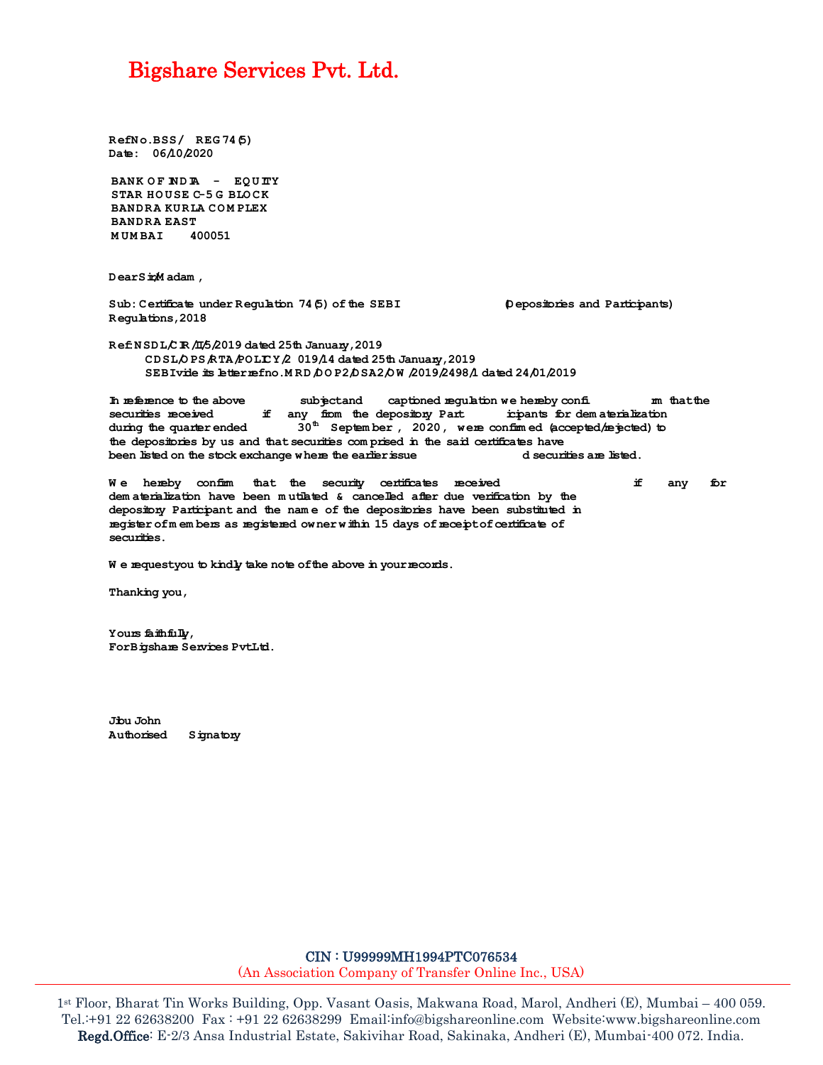# Bigshare Services Pvt. Ltd.

RefNo.BSS/ REG74(5)
Date: 06/10/2020

BANK OF INDIA - EQUITY
STAR HOUSE C-5 G BLOCK
BANDRA KURLA COMPLEX
BANDRA EAST
MUMBAI 400051

Dear Sir/Madam,

Sub: Certificate under Regulation 74(5) of the SEBI (Depositories and Participants) Regulations, 2018

Ref: NSDL/CIR/II/5/2019 dated 25th January, 2019
CDSL/OPS/RTA/POLICY/2019/14 dated 25th January, 2019
SEBI vide its letter ref no. MRD/DOP2/DSA2/OW/2019/2498/1 dated 24/01/2019

In reference to the above subject and captioned regulation we hereby confirm that the securities received if any from the depository Participants for dematerialization during the quarter ended 30th September, 2020, were confirmed (accepted/rejected) to the depositories by us and that securities comprised in the said certificates have been listed on the stock exchange where the earlier issued securities are listed.

We hereby confirm that the security certificates received if any for dematerialization have been mutilated & cancelled after due verification by the depository Participant and the name of the depositories have been substituted in register of members as registered owner within 15 days of receipt of certificate of securities.

We request you to kindly take note of the above in your records.

Thanking you,

Yours faithfully,
For Bigshare Services Pvt Ltd.

Jibu John
Authorised Signatory

CIN : U99999MH1994PTC076534
(An Association Company of Transfer Online Inc., USA)

1st Floor, Bharat Tin Works Building, Opp. Vasant Oasis, Makwana Road, Marol, Andheri (E), Mumbai – 400 059.
Tel.:+91 22 62638200 Fax : +91 22 62638299 Email:info@bigshareonline.com Website:www.bigshareonline.com
**Regd.Office**: E-2/3 Ansa Industrial Estate, Sakivihar Road, Sakinaka, Andheri (E), Mumbai-400 072. India.